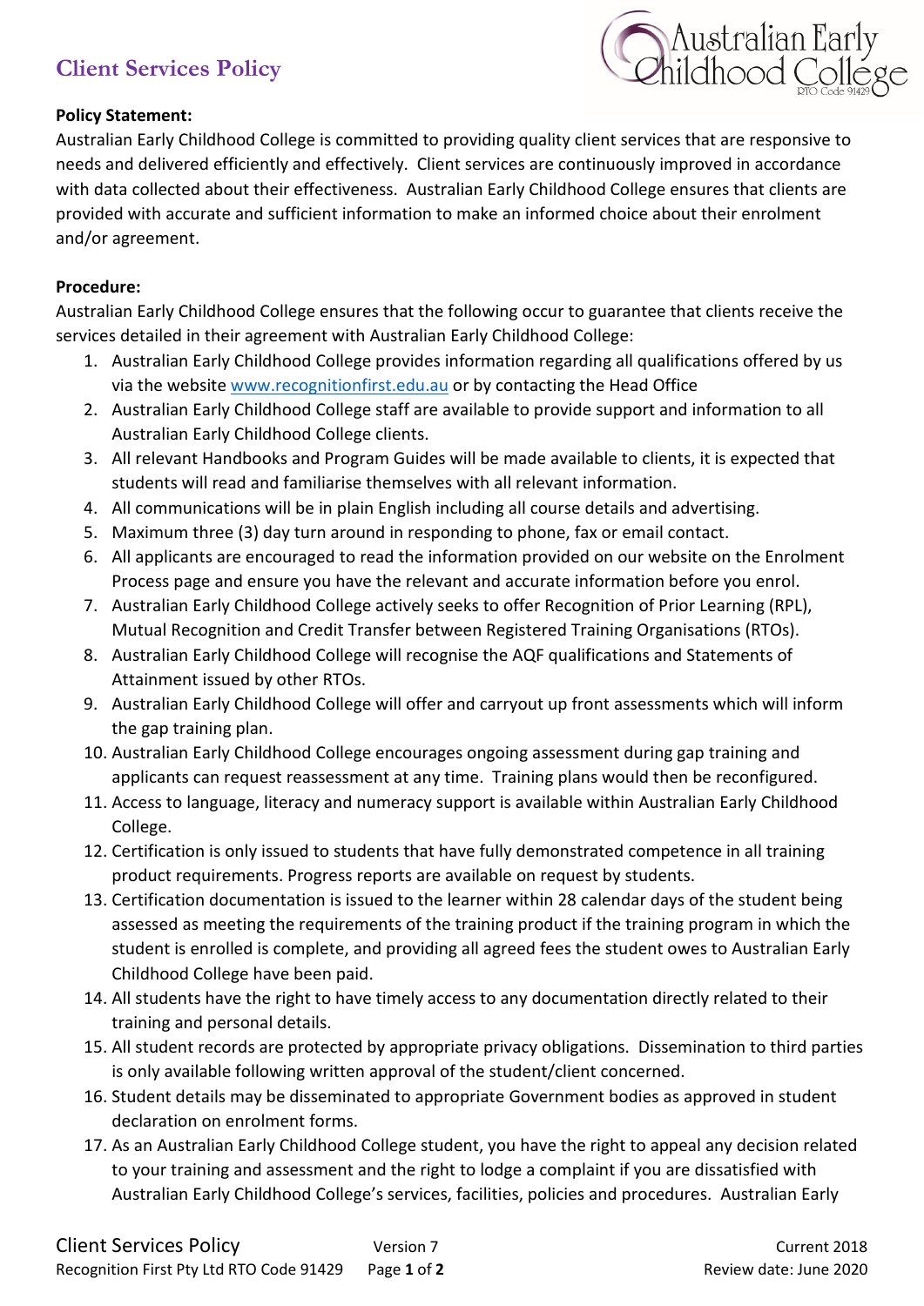# Client Services Policy

**Policy Statement:**

Australian Early Childhood College is committed to providing quality client services that are responsive to needs and delivered efficiently and effectively. Client services are continuously improved in accordance with data collected about their effectiveness. Australian Early Childhood College ensures that clients are provided with accurate and sufficient information to make an informed choice about their enrolment and/or agreement.

**Procedure:**

Australian Early Childhood College ensures that the following occur to guarantee that clients receive the services detailed in their agreement with Australian Early Childhood College:

1. Australian Early Childhood College provides information regarding all qualifications offered by us via the website www.recognitionfirst.edu.au or by contacting the Head Office
2. Australian Early Childhood College staff are available to provide support and information to all Australian Early Childhood College clients.
3. All relevant Handbooks and Program Guides will be made available to clients, it is expected that students will read and familiarise themselves with all relevant information.
4. All communications will be in plain English including all course details and advertising.
5. Maximum three (3) day turn around in responding to phone, fax or email contact.
6. All applicants are encouraged to read the information provided on our website on the Enrolment Process page and ensure you have the relevant and accurate information before you enrol.
7. Australian Early Childhood College actively seeks to offer Recognition of Prior Learning (RPL), Mutual Recognition and Credit Transfer between Registered Training Organisations (RTOs).
8. Australian Early Childhood College will recognise the AQF qualifications and Statements of Attainment issued by other RTOs.
9. Australian Early Childhood College will offer and carryout up front assessments which will inform the gap training plan.
10. Australian Early Childhood College encourages ongoing assessment during gap training and applicants can request reassessment at any time. Training plans would then be reconfigured.
11. Access to language, literacy and numeracy support is available within Australian Early Childhood College.
12. Certification is only issued to students that have fully demonstrated competence in all training product requirements. Progress reports are available on request by students.
13. Certification documentation is issued to the learner within 28 calendar days of the student being assessed as meeting the requirements of the training product if the training program in which the student is enrolled is complete, and providing all agreed fees the student owes to Australian Early Childhood College have been paid.
14. All students have the right to have timely access to any documentation directly related to their training and personal details.
15. All student records are protected by appropriate privacy obligations. Dissemination to third parties is only available following written approval of the student/client concerned.
16. Student details may be disseminated to appropriate Government bodies as approved in student declaration on enrolment forms.
17. As an Australian Early Childhood College student, you have the right to appeal any decision related to your training and assessment and the right to lodge a complaint if you are dissatisfied with Australian Early Childhood College's services, facilities, policies and procedures. Australian Early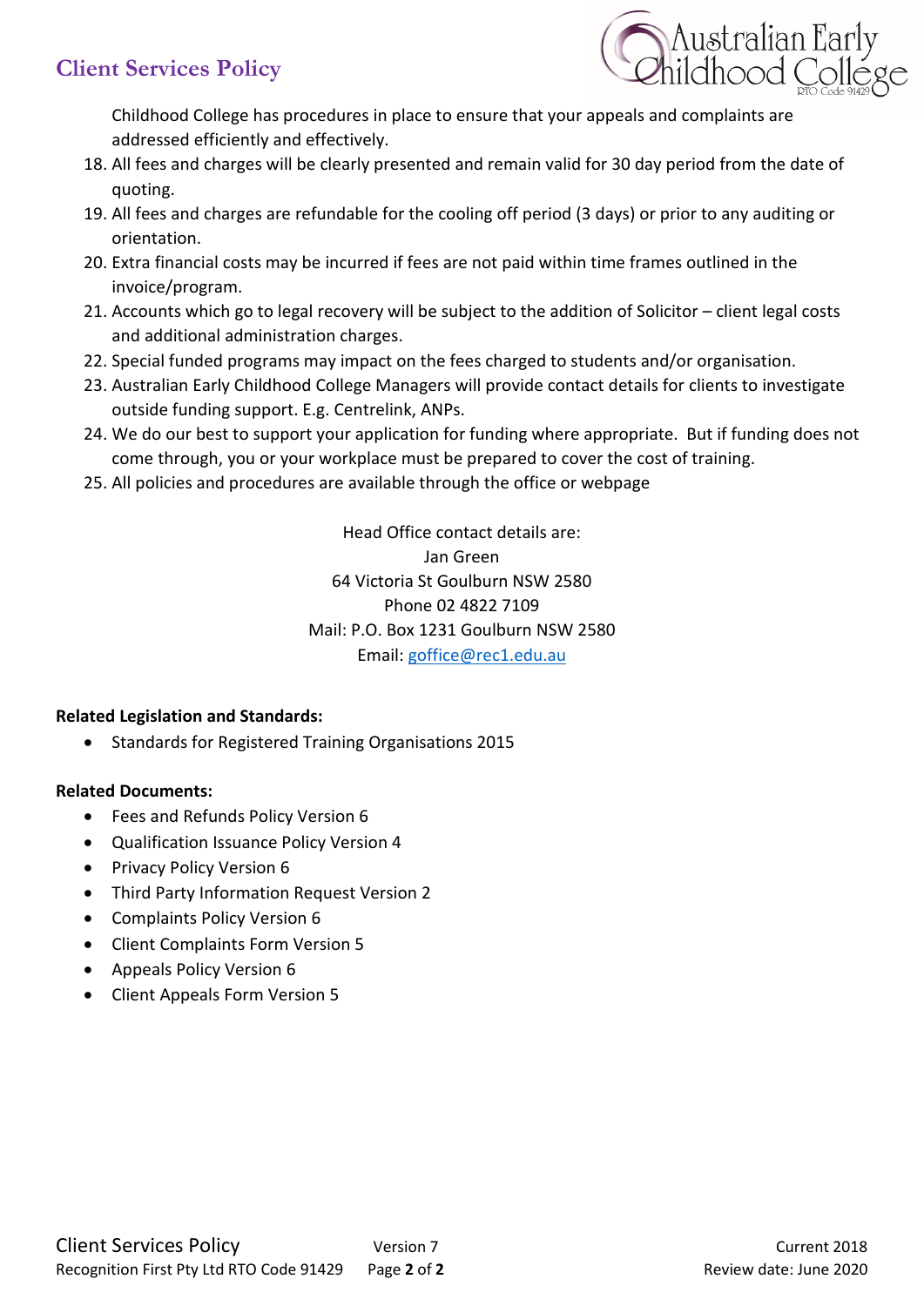Childhood College has procedures in place to ensure that your appeals and complaints are addressed efficiently and effectively.

18. All fees and charges will be clearly presented and remain valid for 30 day period from the date of quoting.
19. All fees and charges are refundable for the cooling off period (3 days) or prior to any auditing or orientation.
20. Extra financial costs may be incurred if fees are not paid within time frames outlined in the invoice/program.
21. Accounts which go to legal recovery will be subject to the addition of Solicitor – client legal costs and additional administration charges.
22. Special funded programs may impact on the fees charged to students and/or organisation.
23. Australian Early Childhood College Managers will provide contact details for clients to investigate outside funding support. E.g. Centrelink, ANPs.
24. We do our best to support your application for funding where appropriate. But if funding does not come through, you or your workplace must be prepared to cover the cost of training.
25. All policies and procedures are available through the office or webpage

Head Office contact details are:
Jan Green
64 Victoria St Goulburn NSW 2580
Phone 02 4822 7109
Mail: P.O. Box 1231 Goulburn NSW 2580
Email: goffice@rec1.edu.au

**Related Legislation and Standards:**

- Standards for Registered Training Organisations 2015

**Related Documents:**

- Fees and Refunds Policy Version 6
- Qualification Issuance Policy Version 4
- Privacy Policy Version 6
- Third Party Information Request Version 2
- Complaints Policy Version 6
- Client Complaints Form Version 5
- Appeals Policy Version 6
- Client Appeals Form Version 5